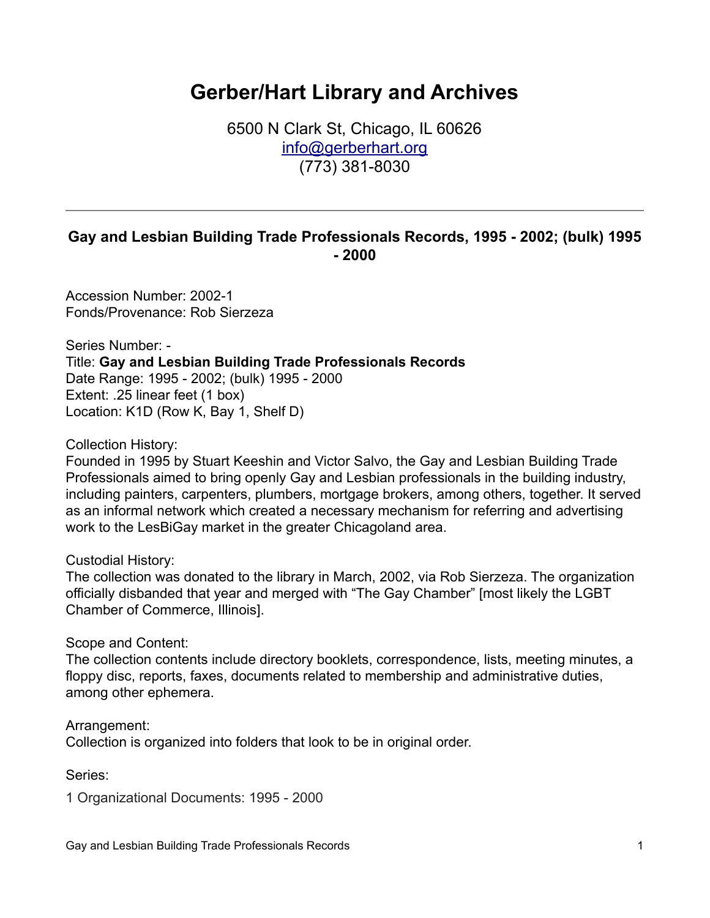# Gerber/Hart Library and Archives

6500 N Clark St, Chicago, IL 60626
info@gerberhart.org
(773) 381-8030

---

**Gay and Lesbian Building Trade Professionals Records, 1995 - 2002; (bulk) 1995 - 2000**

Accession Number: 2002-1
Fonds/Provenance: Rob Sierzeza

Series Number: -
Title: **Gay and Lesbian Building Trade Professionals Records**
Date Range: 1995 - 2002; (bulk) 1995 - 2000
Extent: .25 linear feet (1 box)
Location: K1D (Row K, Bay 1, Shelf D)

Collection History:
Founded in 1995 by Stuart Keeshin and Victor Salvo, the Gay and Lesbian Building Trade Professionals aimed to bring openly Gay and Lesbian professionals in the building industry, including painters, carpenters, plumbers, mortgage brokers, among others, together. It served as an informal network which created a necessary mechanism for referring and advertising work to the LesBiGay market in the greater Chicagoland area.

Custodial History:
The collection was donated to the library in March, 2002, via Rob Sierzeza. The organization officially disbanded that year and merged with "The Gay Chamber" [most likely the LGBT Chamber of Commerce, Illinois].

Scope and Content:
The collection contents include directory booklets, correspondence, lists, meeting minutes, a floppy disc, reports, faxes, documents related to membership and administrative duties, among other ephemera.

Arrangement:
Collection is organized into folders that look to be in original order.

Series:

1 Organizational Documents: 1995 - 2000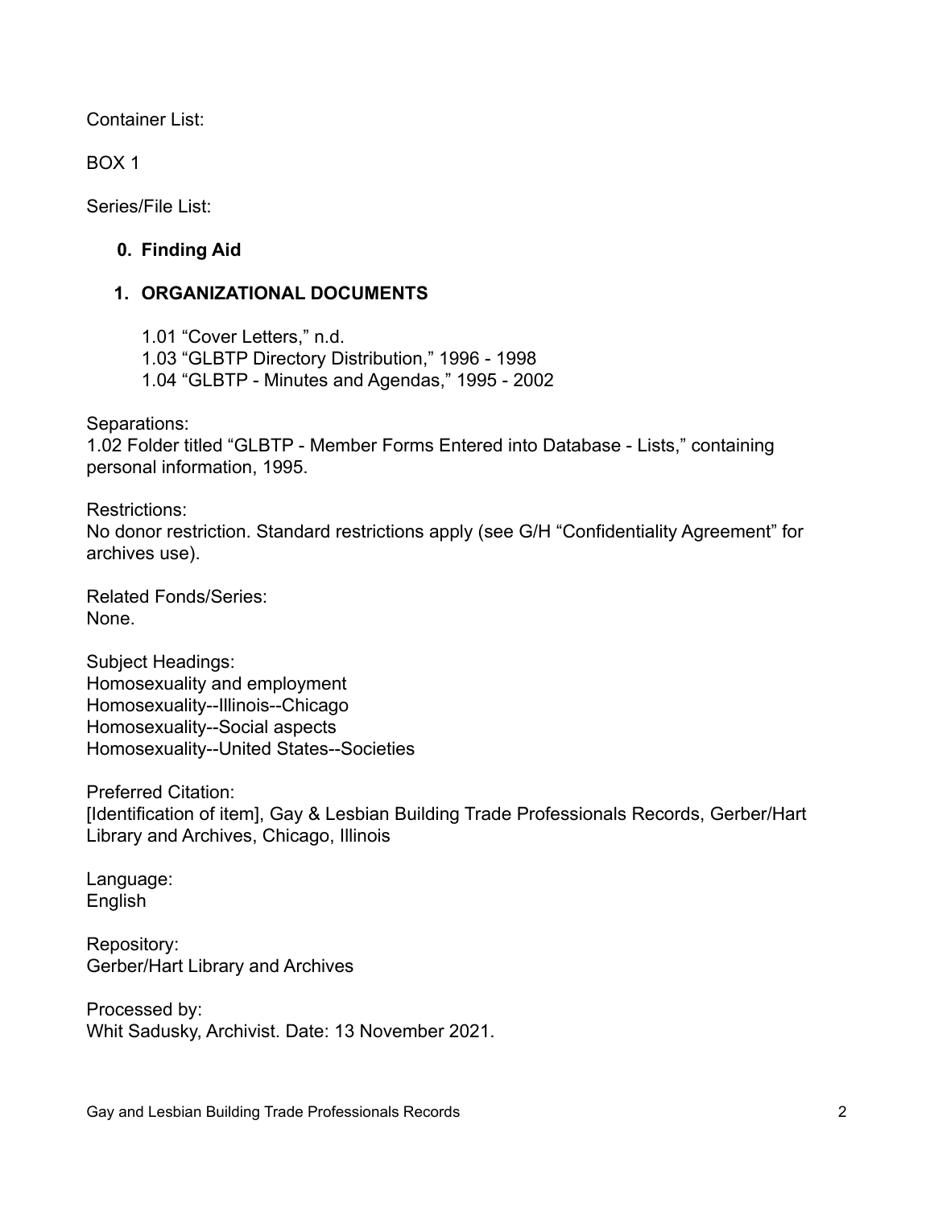Container List:

BOX 1

Series/File List:

**0. Finding Aid**

**1. ORGANIZATIONAL DOCUMENTS**

1.01 “Cover Letters,” n.d.
1.03 “GLBTP Directory Distribution,” 1996 - 1998
1.04 “GLBTP - Minutes and Agendas,” 1995 - 2002

Separations:
1.02 Folder titled “GLBTP - Member Forms Entered into Database - Lists,” containing personal information, 1995.

Restrictions:
No donor restriction. Standard restrictions apply (see G/H “Confidentiality Agreement” for archives use).

Related Fonds/Series:
None.

Subject Headings:
Homosexuality and employment
Homosexuality--Illinois--Chicago
Homosexuality--Social aspects
Homosexuality--United States--Societies

Preferred Citation:
[Identification of item], Gay & Lesbian Building Trade Professionals Records, Gerber/Hart Library and Archives, Chicago, Illinois

Language:
English

Repository:
Gerber/Hart Library and Archives

Processed by:
Whit Sadusky, Archivist. Date: 13 November 2021.